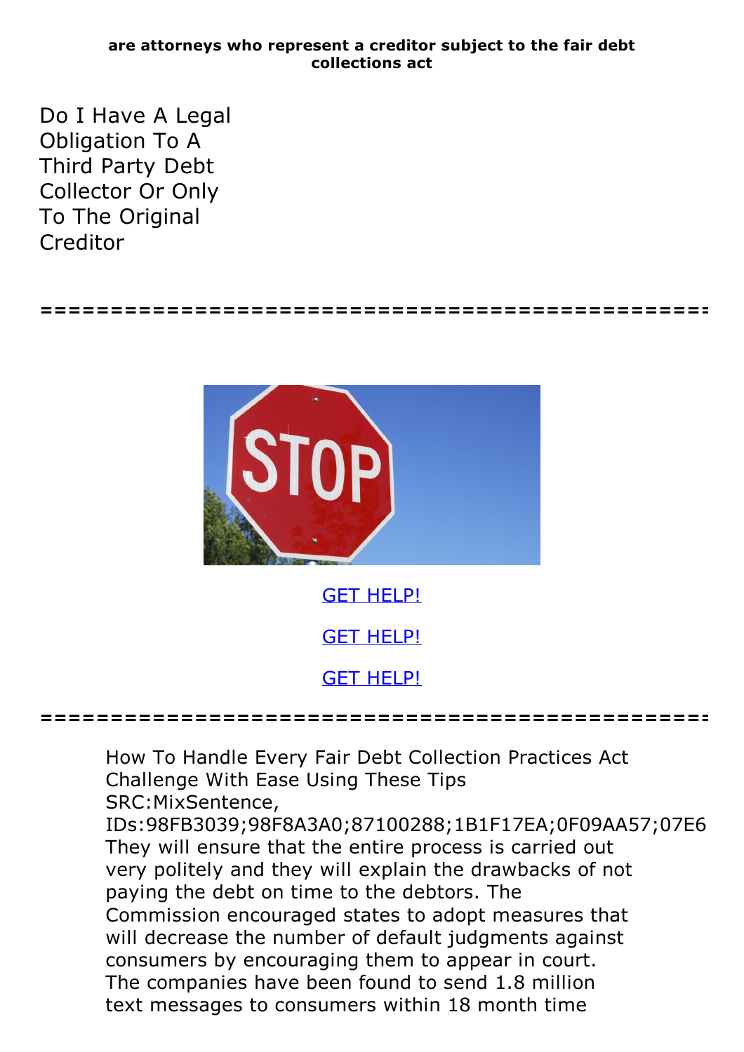**are attorneys who represent a creditor subject to the fair debt collections act**

# Do I Have A Legal Obligation To A Third Party Debt Collector Or Only To The Original Creditor

================================================================

GET HELP!

GET HELP!

GET HELP!

================================================================

How To Handle Every Fair Debt Collection Practices Act Challenge With Ease Using These Tips
SRC:MixSentence,
IDs:98FB3039;98F8A3A0;87100288;1B1F17EA;0F09AA57;07E6
They will ensure that the entire process is carried out very politely and they will explain the drawbacks of not paying the debt on time to the debtors. The Commission encouraged states to adopt measures that will decrease the number of default judgments against consumers by encouraging them to appear in court. The companies have been found to send 1.8 million text messages to consumers within 18 month time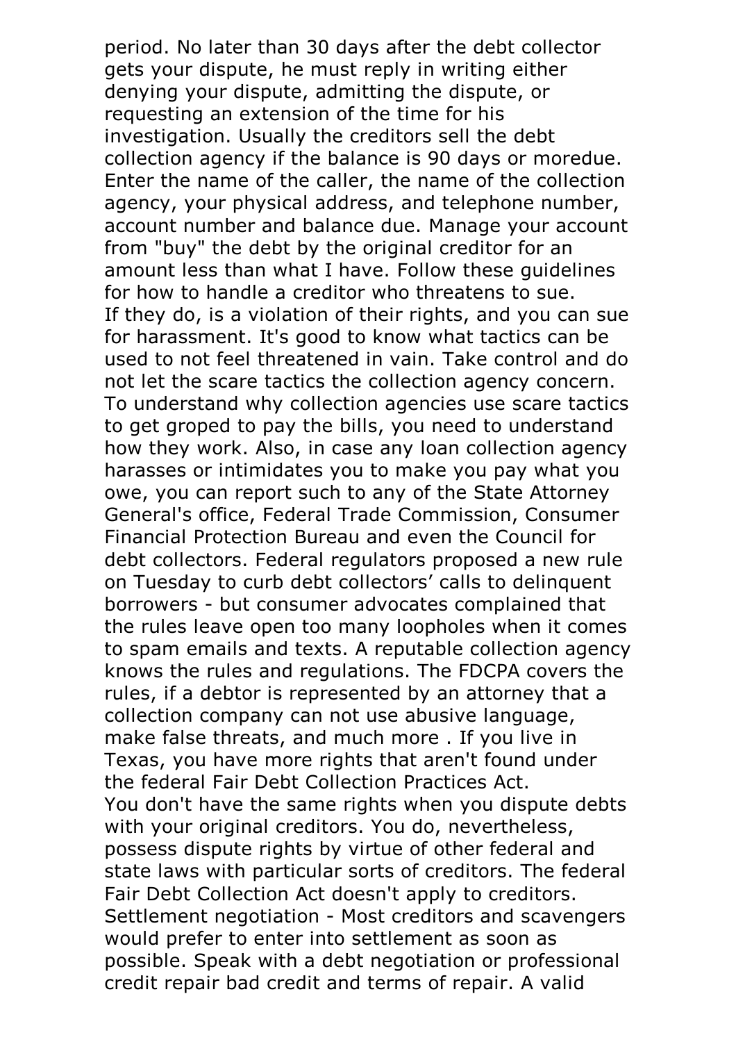period. No later than 30 days after the debt collector gets your dispute, he must reply in writing either denying your dispute, admitting the dispute, or requesting an extension of the time for his investigation. Usually the creditors sell the debt collection agency if the balance is 90 days or moredue. Enter the name of the caller, the name of the collection agency, your physical address, and telephone number, account number and balance due. Manage your account from "buy" the debt by the original creditor for an amount less than what I have. Follow these guidelines for how to handle a creditor who threatens to sue.

If they do, is a violation of their rights, and you can sue for harassment. It's good to know what tactics can be used to not feel threatened in vain. Take control and do not let the scare tactics the collection agency concern. To understand why collection agencies use scare tactics to get groped to pay the bills, you need to understand how they work. Also, in case any loan collection agency harasses or intimidates you to make you pay what you owe, you can report such to any of the State Attorney General's office, Federal Trade Commission, Consumer Financial Protection Bureau and even the Council for debt collectors. Federal regulators proposed a new rule on Tuesday to curb debt collectors' calls to delinquent borrowers - but consumer advocates complained that the rules leave open too many loopholes when it comes to spam emails and texts. A reputable collection agency knows the rules and regulations. The FDCPA covers the rules, if a debtor is represented by an attorney that a collection company can not use abusive language, make false threats, and much more . If you live in Texas, you have more rights that aren't found under the federal Fair Debt Collection Practices Act.

You don't have the same rights when you dispute debts with your original creditors. You do, nevertheless, possess dispute rights by virtue of other federal and state laws with particular sorts of creditors. The federal Fair Debt Collection Act doesn't apply to creditors. Settlement negotiation - Most creditors and scavengers would prefer to enter into settlement as soon as possible. Speak with a debt negotiation or professional credit repair bad credit and terms of repair. A valid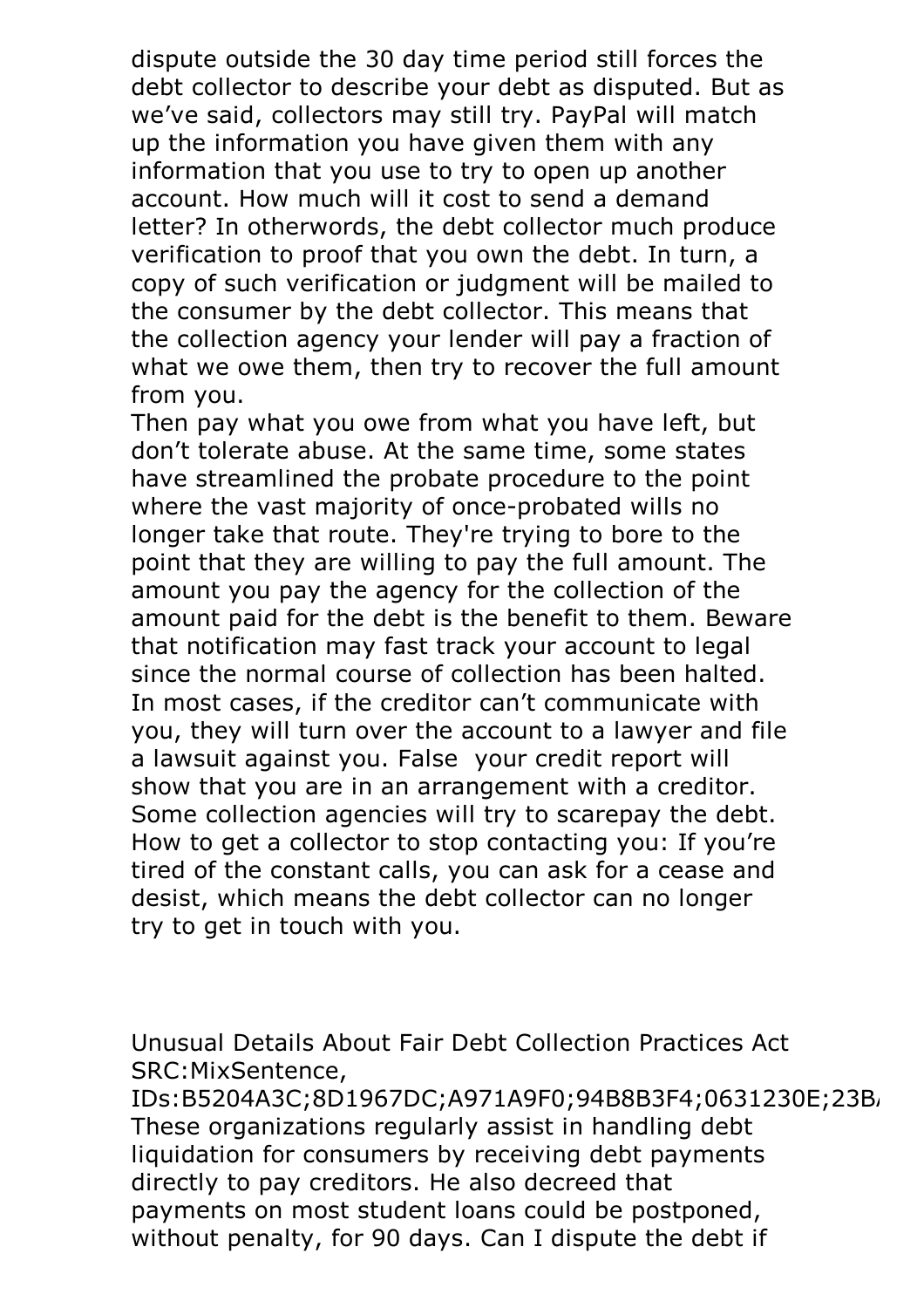dispute outside the 30 day time period still forces the debt collector to describe your debt as disputed. But as we've said, collectors may still try. PayPal will match up the information you have given them with any information that you use to try to open up another account. How much will it cost to send a demand letter? In otherwords, the debt collector much produce verification to proof that you own the debt. In turn, a copy of such verification or judgment will be mailed to the consumer by the debt collector. This means that the collection agency your lender will pay a fraction of what we owe them, then try to recover the full amount from you.

Then pay what you owe from what you have left, but don't tolerate abuse. At the same time, some states have streamlined the probate procedure to the point where the vast majority of once-probated wills no longer take that route. They're trying to bore to the point that they are willing to pay the full amount. The amount you pay the agency for the collection of the amount paid for the debt is the benefit to them. Beware that notification may fast track your account to legal since the normal course of collection has been halted. In most cases, if the creditor can't communicate with you, they will turn over the account to a lawyer and file a lawsuit against you. False  your credit report will show that you are in an arrangement with a creditor. Some collection agencies will try to scarepay the debt. How to get a collector to stop contacting you: If you're tired of the constant calls, you can ask for a cease and desist, which means the debt collector can no longer try to get in touch with you.

Unusual Details About Fair Debt Collection Practices Act
SRC:MixSentence,
IDs:B5204A3C;8D1967DC;A971A9F0;94B8B3F4;0631230E;23B
These organizations regularly assist in handling debt liquidation for consumers by receiving debt payments directly to pay creditors. He also decreed that payments on most student loans could be postponed, without penalty, for 90 days. Can I dispute the debt if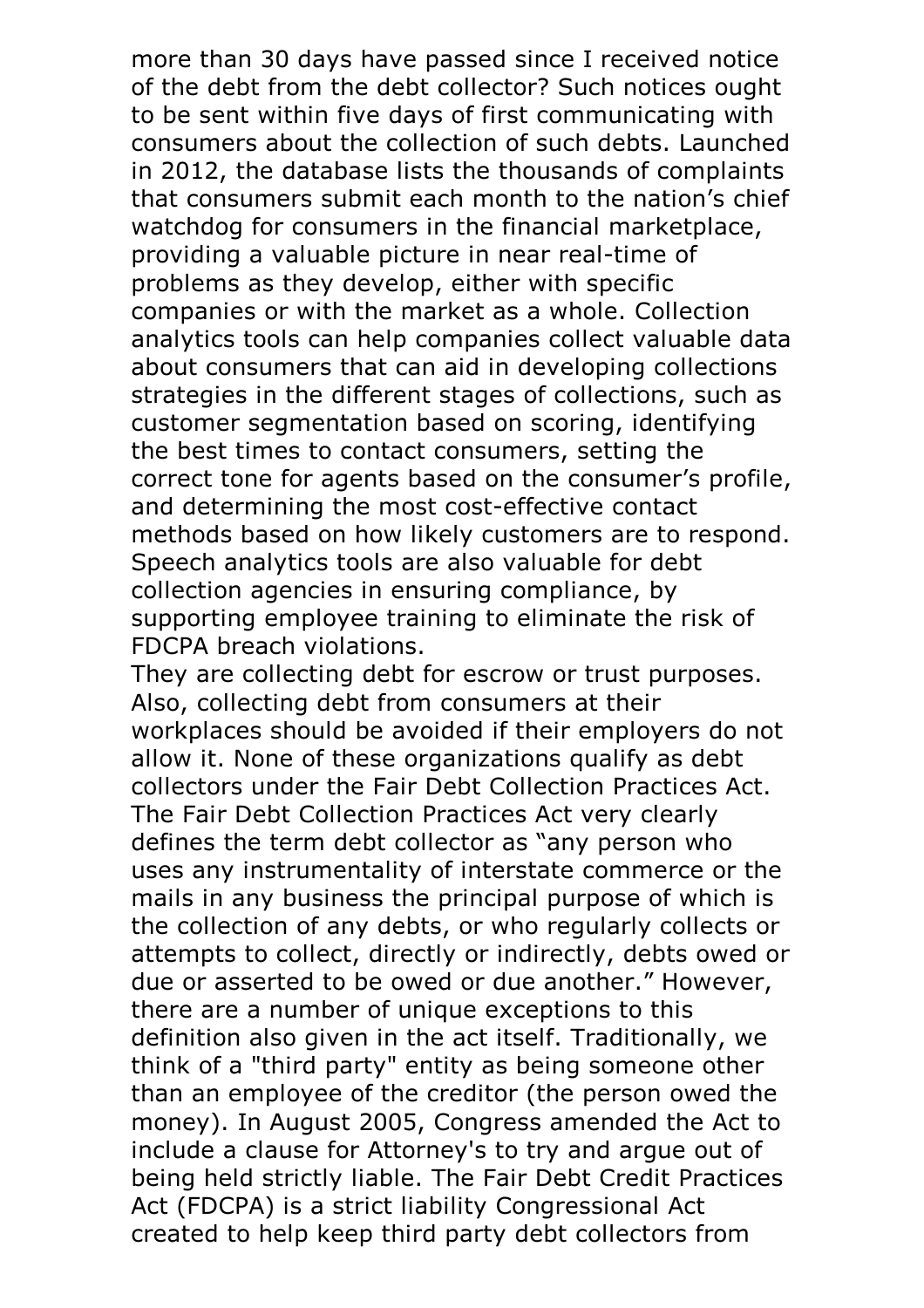more than 30 days have passed since I received notice of the debt from the debt collector? Such notices ought to be sent within five days of first communicating with consumers about the collection of such debts. Launched in 2012, the database lists the thousands of complaints that consumers submit each month to the nation's chief watchdog for consumers in the financial marketplace, providing a valuable picture in near real-time of problems as they develop, either with specific companies or with the market as a whole. Collection analytics tools can help companies collect valuable data about consumers that can aid in developing collections strategies in the different stages of collections, such as customer segmentation based on scoring, identifying the best times to contact consumers, setting the correct tone for agents based on the consumer's profile, and determining the most cost-effective contact methods based on how likely customers are to respond. Speech analytics tools are also valuable for debt collection agencies in ensuring compliance, by supporting employee training to eliminate the risk of FDCPA breach violations.

They are collecting debt for escrow or trust purposes. Also, collecting debt from consumers at their workplaces should be avoided if their employers do not allow it. None of these organizations qualify as debt collectors under the Fair Debt Collection Practices Act. The Fair Debt Collection Practices Act very clearly defines the term debt collector as "any person who uses any instrumentality of interstate commerce or the mails in any business the principal purpose of which is the collection of any debts, or who regularly collects or attempts to collect, directly or indirectly, debts owed or due or asserted to be owed or due another." However, there are a number of unique exceptions to this definition also given in the act itself. Traditionally, we think of a "third party" entity as being someone other than an employee of the creditor (the person owed the money). In August 2005, Congress amended the Act to include a clause for Attorney's to try and argue out of being held strictly liable. The Fair Debt Credit Practices Act (FDCPA) is a strict liability Congressional Act created to help keep third party debt collectors from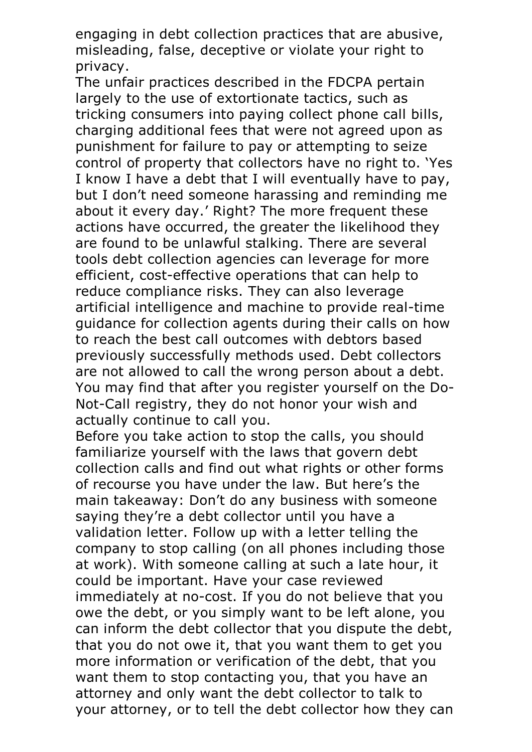engaging in debt collection practices that are abusive, misleading, false, deceptive or violate your right to privacy.

The unfair practices described in the FDCPA pertain largely to the use of extortionate tactics, such as tricking consumers into paying collect phone call bills, charging additional fees that were not agreed upon as punishment for failure to pay or attempting to seize control of property that collectors have no right to. 'Yes I know I have a debt that I will eventually have to pay, but I don't need someone harassing and reminding me about it every day.' Right? The more frequent these actions have occurred, the greater the likelihood they are found to be unlawful stalking. There are several tools debt collection agencies can leverage for more efficient, cost-effective operations that can help to reduce compliance risks. They can also leverage artificial intelligence and machine to provide real-time guidance for collection agents during their calls on how to reach the best call outcomes with debtors based previously successfully methods used. Debt collectors are not allowed to call the wrong person about a debt. You may find that after you register yourself on the Do-Not-Call registry, they do not honor your wish and actually continue to call you.

Before you take action to stop the calls, you should familiarize yourself with the laws that govern debt collection calls and find out what rights or other forms of recourse you have under the law. But here's the main takeaway: Don't do any business with someone saying they're a debt collector until you have a validation letter. Follow up with a letter telling the company to stop calling (on all phones including those at work). With someone calling at such a late hour, it could be important. Have your case reviewed immediately at no-cost. If you do not believe that you owe the debt, or you simply want to be left alone, you can inform the debt collector that you dispute the debt, that you do not owe it, that you want them to get you more information or verification of the debt, that you want them to stop contacting you, that you have an attorney and only want the debt collector to talk to your attorney, or to tell the debt collector how they can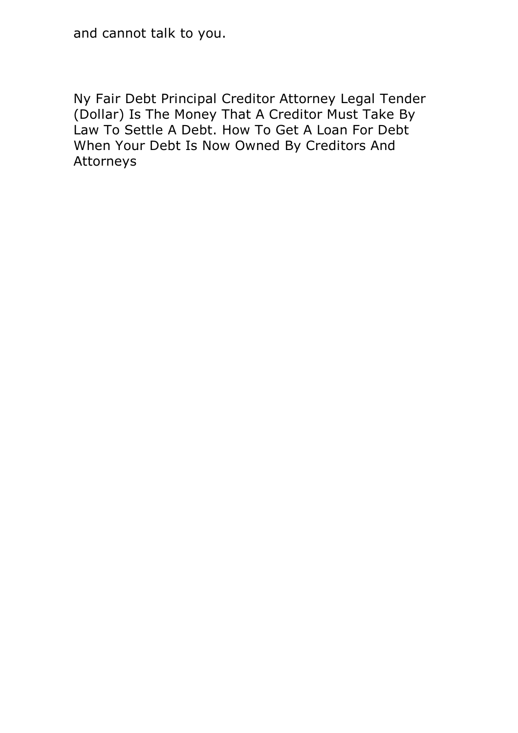and cannot talk to you.

Ny Fair Debt Principal Creditor Attorney Legal Tender (Dollar) Is The Money That A Creditor Must Take By Law To Settle A Debt. How To Get A Loan For Debt When Your Debt Is Now Owned By Creditors And Attorneys